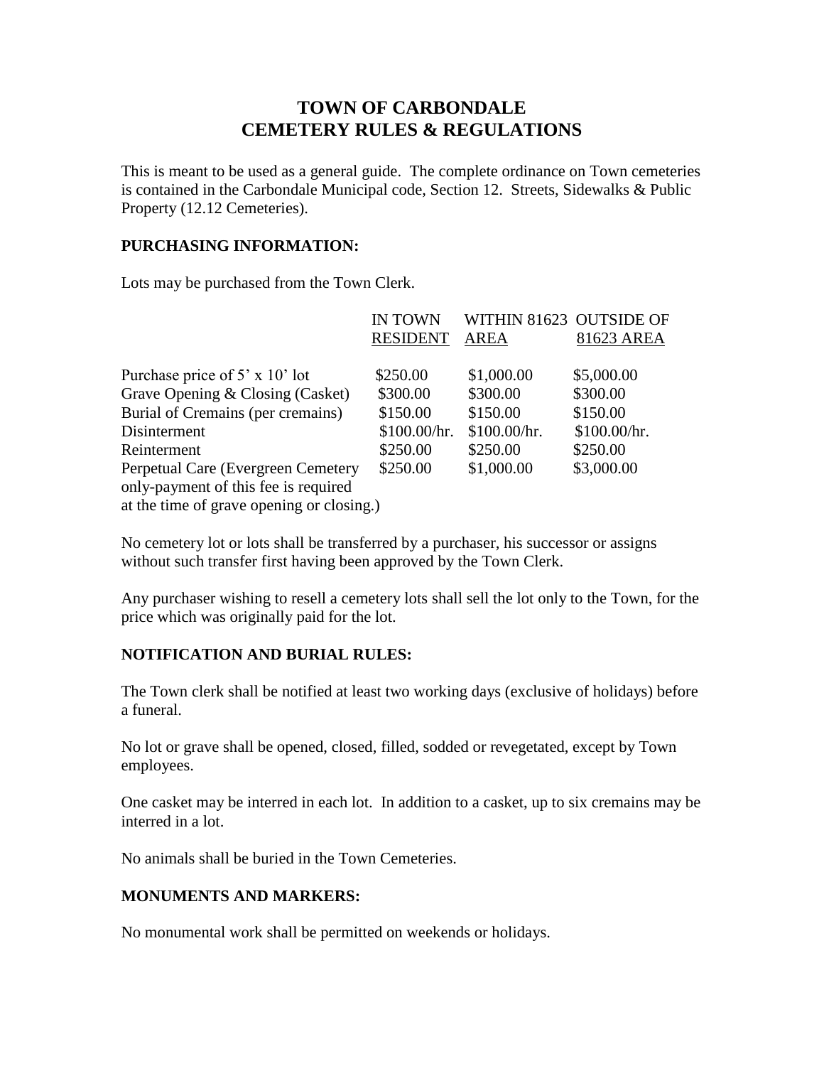# TOWN OF CARBONDALE
# CEMETERY RULES & REGULATIONS

This is meant to be used as a general guide. The complete ordinance on Town cemeteries is contained in the Carbondale Municipal code, Section 12. Streets, Sidewalks & Public Property (12.12 Cemeteries).

## PURCHASING INFORMATION:

Lots may be purchased from the Town Clerk.

| | IN TOWN RESIDENT | WITHIN 81623 AREA | OUTSIDE OF 81623 AREA |
|---|---|---|---|
| Purchase price of 5' x 10' lot | $250.00 | $1,000.00 | $5,000.00 |
| Grave Opening & Closing (Casket) | $300.00 | $300.00 | $300.00 |
| Burial of Cremains (per cremains) | $150.00 | $150.00 | $150.00 |
| Disinterment | $100.00/hr. | $100.00/hr. | $100.00/hr. |
| Reinterment | $250.00 | $250.00 | $250.00 |
| Perpetual Care (Evergreen Cemetery only-payment of this fee is required at the time of grave opening or closing.) | $250.00 | $1,000.00 | $3,000.00 |

No cemetery lot or lots shall be transferred by a purchaser, his successor or assigns without such transfer first having been approved by the Town Clerk.

Any purchaser wishing to resell a cemetery lots shall sell the lot only to the Town, for the price which was originally paid for the lot.

## NOTIFICATION AND BURIAL RULES:

The Town clerk shall be notified at least two working days (exclusive of holidays) before a funeral.

No lot or grave shall be opened, closed, filled, sodded or revegetated, except by Town employees.

One casket may be interred in each lot. In addition to a casket, up to six cremains may be interred in a lot.

No animals shall be buried in the Town Cemeteries.

## MONUMENTS AND MARKERS:

No monumental work shall be permitted on weekends or holidays.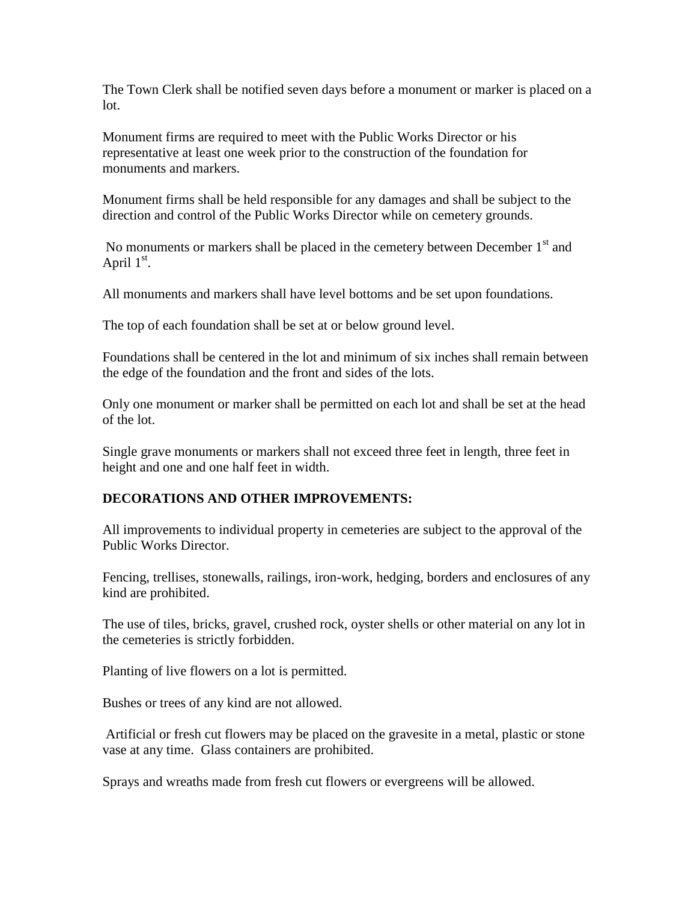The Town Clerk shall be notified seven days before a monument or marker is placed on a lot.

Monument firms are required to meet with the Public Works Director or his representative at least one week prior to the construction of the foundation for monuments and markers.

Monument firms shall be held responsible for any damages and shall be subject to the direction and control of the Public Works Director while on cemetery grounds.

No monuments or markers shall be placed in the cemetery between December 1st and April 1st.

All monuments and markers shall have level bottoms and be set upon foundations.

The top of each foundation shall be set at or below ground level.

Foundations shall be centered in the lot and minimum of six inches shall remain between the edge of the foundation and the front and sides of the lots.

Only one monument or marker shall be permitted on each lot and shall be set at the head of the lot.

Single grave monuments or markers shall not exceed three feet in length, three feet in height and one and one half feet in width.

**DECORATIONS AND OTHER IMPROVEMENTS:**

All improvements to individual property in cemeteries are subject to the approval of the Public Works Director.

Fencing, trellises, stonewalls, railings, iron-work, hedging, borders and enclosures of any kind are prohibited.

The use of tiles, bricks, gravel, crushed rock, oyster shells or other material on any lot in the cemeteries is strictly forbidden.

Planting of live flowers on a lot is permitted.

Bushes or trees of any kind are not allowed.

Artificial or fresh cut flowers may be placed on the gravesite in a metal, plastic or stone vase at any time. Glass containers are prohibited.

Sprays and wreaths made from fresh cut flowers or evergreens will be allowed.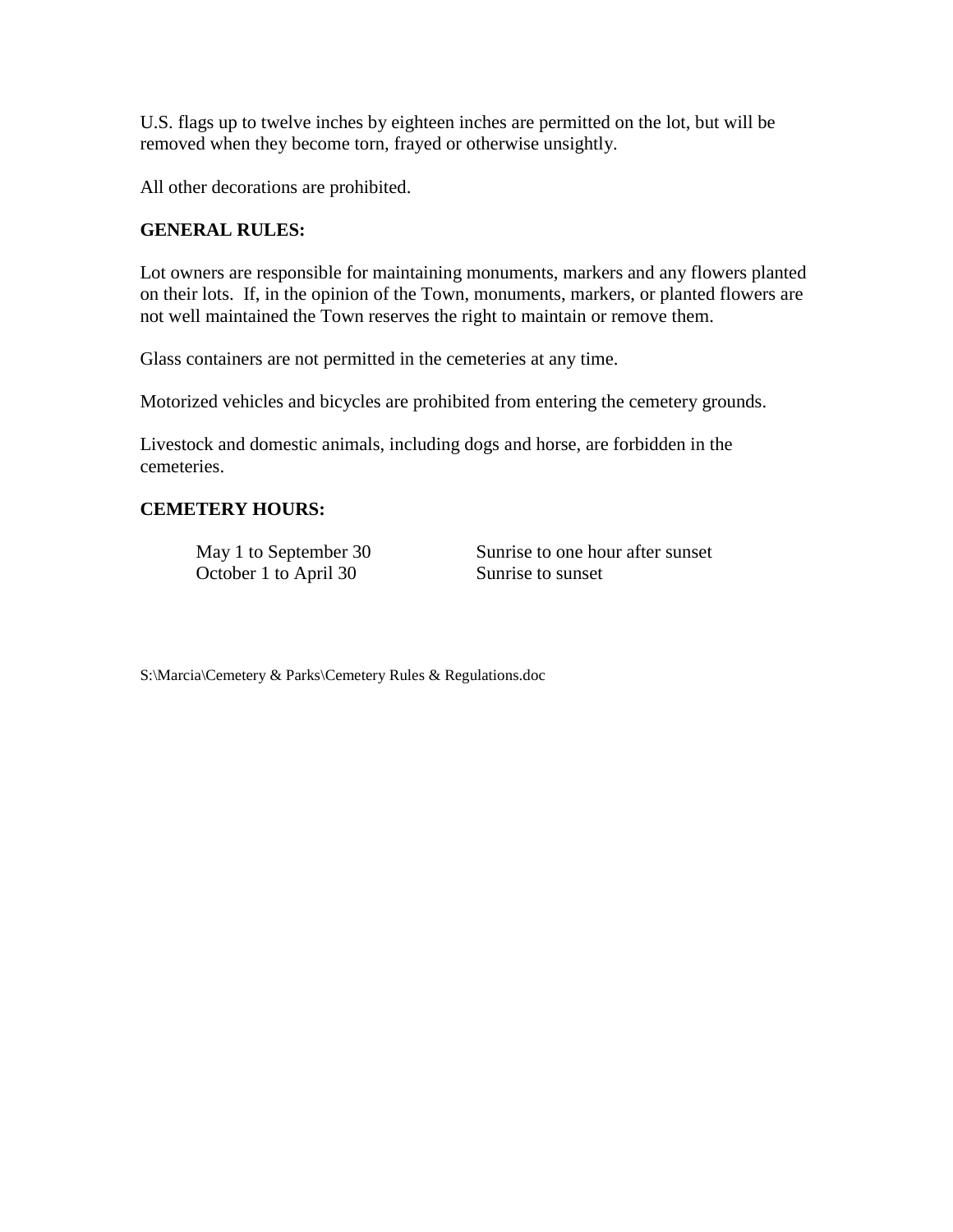U.S. flags up to twelve inches by eighteen inches are permitted on the lot, but will be removed when they become torn, frayed or otherwise unsightly.

All other decorations are prohibited.

**GENERAL RULES:**

Lot owners are responsible for maintaining monuments, markers and any flowers planted on their lots. If, in the opinion of the Town, monuments, markers, or planted flowers are not well maintained the Town reserves the right to maintain or remove them.

Glass containers are not permitted in the cemeteries at any time.

Motorized vehicles and bicycles are prohibited from entering the cemetery grounds.

Livestock and domestic animals, including dogs and horse, are forbidden in the cemeteries.

**CEMETERY HOURS:**

| | |
|---|---|
| May 1 to September 30 | Sunrise to one hour after sunset |
| October 1 to April 30 | Sunrise to sunset |

S:\Marcia\Cemetery & Parks\Cemetery Rules & Regulations.doc